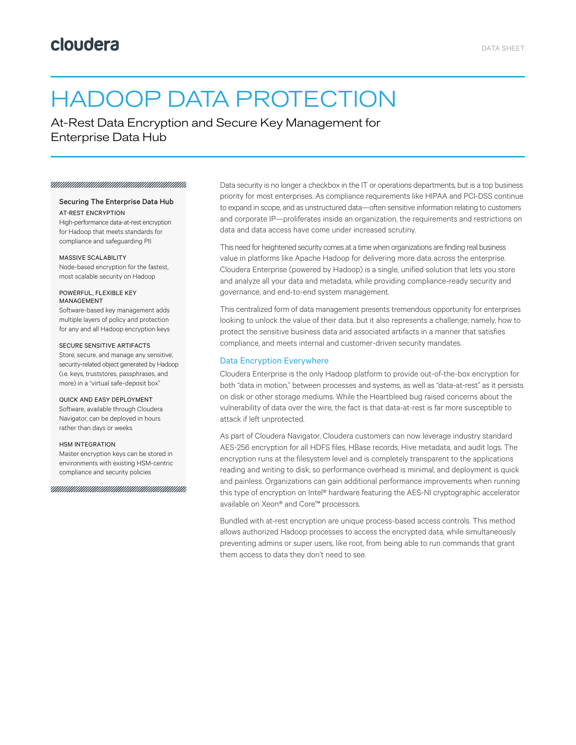# HADOOP DATA PROTECTION

## At-Rest Data Encryption and Secure Key Management for Enterprise Data Hub

### Securing The Enterprise Data Hub

**AT-REST ENCRYPTION**
High-performance data-at-rest encryption for Hadoop that meets standards for compliance and safeguarding PII

**MASSIVE SCALABILITY**
Node-based encryption for the fastest, most scalable security on Hadoop

**POWERFUL, FLEXIBLE KEY MANAGEMENT**
Software-based key management adds multiple layers of policy and protection for any and all Hadoop encryption keys

**SECURE SENSITIVE ARTIFACTS**
Store, secure, and manage any sensitive, security-related object generated by Hadoop (i.e. keys, truststores, passphrases, and more) in a "virtual safe-deposit box"

**QUICK AND EASY DEPLOYMENT**
Software, available through Cloudera Navigator, can be deployed in hours rather than days or weeks

**HSM INTEGRATION**
Master encryption keys can be stored in environments with existing HSM-centric compliance and security policies

Data security is no longer a checkbox in the IT or operations departments, but is a top business priority for most enterprises. As compliance requirements like HIPAA and PCI-DSS continue to expand in scope, and as unstructured data—often sensitive information relating to customers and corporate IP—proliferates inside an organization, the requirements and restrictions on data and data access have come under increased scrutiny.

This need for heightened security comes at a time when organizations are finding real business value in platforms like Apache Hadoop for delivering more data across the enterprise. Cloudera Enterprise (powered by Hadoop) is a single, unified solution that lets you store and analyze all your data and metadata, while providing compliance-ready security and governance, and end-to-end system management.

This centralized form of data management presents tremendous opportunity for enterprises looking to unlock the value of their data, but it also represents a challenge; namely, how to protect the sensitive business data and associated artifacts in a manner that satisfies compliance, and meets internal and customer-driven security mandates.

### Data Encryption Everywhere

Cloudera Enterprise is the only Hadoop platform to provide out-of-the-box encryption for both "data in motion," between processes and systems, as well as "data-at-rest" as it persists on disk or other storage mediums. While the Heartbleed bug raised concerns about the vulnerability of data over the wire, the fact is that data-at-rest is far more susceptible to attack if left unprotected.

As part of Cloudera Navigator, Cloudera customers can now leverage industry standard AES-256 encryption for all HDFS files, HBase records, Hive metadata, and audit logs. The encryption runs at the filesystem level and is completely transparent to the applications reading and writing to disk; so performance overhead is minimal, and deployment is quick and painless. Organizations can gain additional performance improvements when running this type of encryption on Intel® hardware featuring the AES-NI cryptographic accelerator available on Xeon® and Core™ processors.

Bundled with at-rest encryption are unique process-based access controls. This method allows authorized Hadoop processes to access the encrypted data, while simultaneously preventing admins or super users, like root, from being able to run commands that grant them access to data they don't need to see.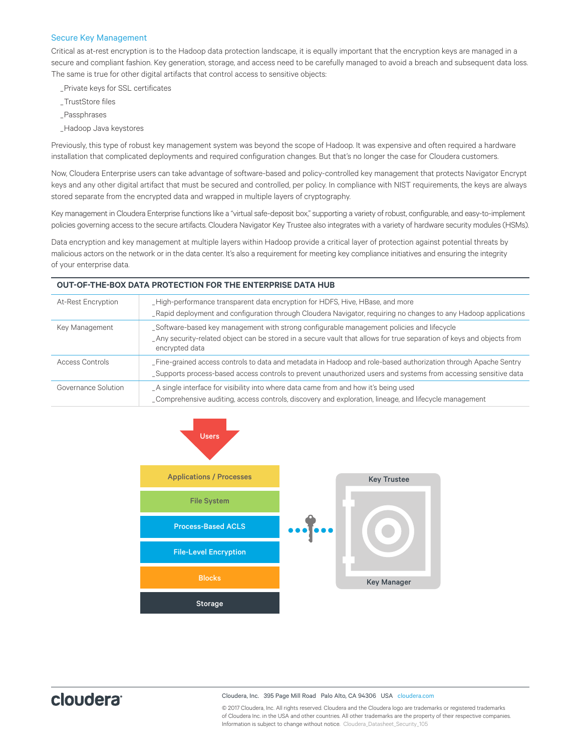## Secure Key Management

Critical as at-rest encryption is to the Hadoop data protection landscape, it is equally important that the encryption keys are managed in a secure and compliant fashion. Key generation, storage, and access need to be carefully managed to avoid a breach and subsequent data loss. The same is true for other digital artifacts that control access to sensitive objects:

_Private keys for SSL certificates

_TrustStore files

_Passphrases

_Hadoop Java keystores

Previously, this type of robust key management system was beyond the scope of Hadoop. It was expensive and often required a hardware installation that complicated deployments and required configuration changes. But that's no longer the case for Cloudera customers.

Now, Cloudera Enterprise users can take advantage of software-based and policy-controlled key management that protects Navigator Encrypt keys and any other digital artifact that must be secured and controlled, per policy. In compliance with NIST requirements, the keys are always stored separate from the encrypted data and wrapped in multiple layers of cryptography.

Key management in Cloudera Enterprise functions like a "virtual safe-deposit box," supporting a variety of robust, configurable, and easy-to-implement policies governing access to the secure artifacts. Cloudera Navigator Key Trustee also integrates with a variety of hardware security modules (HSMs).

Data encryption and key management at multiple layers within Hadoop provide a critical layer of protection against potential threats by malicious actors on the network or in the data center. It's also a requirement for meeting key compliance initiatives and ensuring the integrity of your enterprise data.

**OUT-OF-THE-BOX DATA PROTECTION FOR THE ENTERPRISE DATA HUB**

| | |
|---|---|
| At-Rest Encryption | _High-performance transparent data encryption for HDFS, Hive, HBase, and more<br>_Rapid deployment and configuration through Cloudera Navigator, requiring no changes to any Hadoop applications |
| Key Management | _Software-based key management with strong configurable management policies and lifecycle<br>_Any security-related object can be stored in a secure vault that allows for true separation of keys and objects from encrypted data |
| Access Controls | _Fine-grained access controls to data and metadata in Hadoop and role-based authorization through Apache Sentry<br>_Supports process-based access controls to prevent unauthorized users and systems from accessing sensitive data |
| Governance Solution | _A single interface for visibility into where data came from and how it's being used<br>_Comprehensive auditing, access controls, discovery and exploration, lineage, and lifecycle management |

Users

Applications / Processes

File System

Process-Based ACLS

File-Level Encryption

Blocks

Storage

Key Trustee

Key Manager

Cloudera, Inc. 395 Page Mill Road Palo Alto, CA 94306 USA cloudera.com

© 2017 Cloudera, Inc. All rights reserved. Cloudera and the Cloudera logo are trademarks or registered trademarks of Cloudera Inc. in the USA and other countries. All other trademarks are the property of their respective companies. Information is subject to change without notice. Cloudera_Datasheet_Security_105